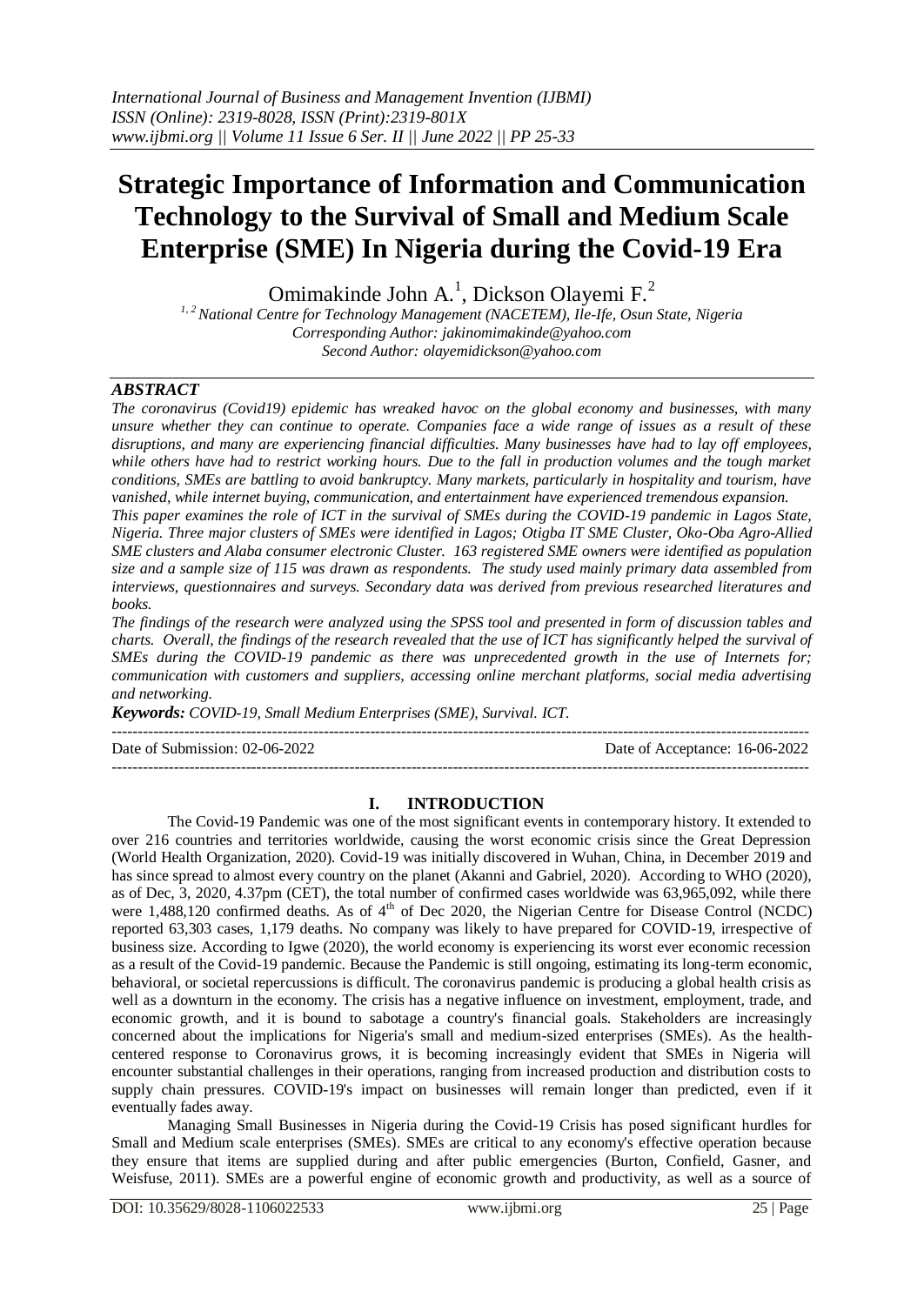*International Journal of Business and Management Invention (IJBMI)*
*ISSN (Online): 2319-8028, ISSN (Print):2319-801X*
*www.ijbmi.org || Volume 11 Issue 6 Ser. II || June 2022 || PP 25-33*

# Strategic Importance of Information and Communication Technology to the Survival of Small and Medium Scale Enterprise (SME) In Nigeria during the Covid-19 Era

Omimakinde John A.[1], Dickson Olayemi F.[2]

[1, 2] *National Centre for Technology Management (NACETEM), Ile-Ife, Osun State, Nigeria*
*Corresponding Author: jakinomimakinde@yahoo.com*
*Second Author: olayemidickson@yahoo.com*

## ABSTRACT

*The coronavirus (Covid19) epidemic has wreaked havoc on the global economy and businesses, with many unsure whether they can continue to operate. Companies face a wide range of issues as a result of these disruptions, and many are experiencing financial difficulties. Many businesses have had to lay off employees, while others have had to restrict working hours. Due to the fall in production volumes and the tough market conditions, SMEs are battling to avoid bankruptcy. Many markets, particularly in hospitality and tourism, have vanished, while internet buying, communication, and entertainment have experienced tremendous expansion.*

*This paper examines the role of ICT in the survival of SMEs during the COVID-19 pandemic in Lagos State, Nigeria. Three major clusters of SMEs were identified in Lagos; Otigba IT SME Cluster, Oko-Oba Agro-Allied SME clusters and Alaba consumer electronic Cluster. 163 registered SME owners were identified as population size and a sample size of 115 was drawn as respondents. The study used mainly primary data assembled from interviews, questionnaires and surveys. Secondary data was derived from previous researched literatures and books.*

*The findings of the research were analyzed using the SPSS tool and presented in form of discussion tables and charts. Overall, the findings of the research revealed that the use of ICT has significantly helped the survival of SMEs during the COVID-19 pandemic as there was unprecedented growth in the use of Internets for; communication with customers and suppliers, accessing online merchant platforms, social media advertising and networking.*

***Keywords:*** *COVID-19, Small Medium Enterprises (SME), Survival. ICT.*

---

Date of Submission: 02-06-2022 Date of Acceptance: 16-06-2022

---

## I. INTRODUCTION

The Covid-19 Pandemic was one of the most significant events in contemporary history. It extended to over 216 countries and territories worldwide, causing the worst economic crisis since the Great Depression (World Health Organization, 2020). Covid-19 was initially discovered in Wuhan, China, in December 2019 and has since spread to almost every country on the planet (Akanni and Gabriel, 2020). According to WHO (2020), as of Dec, 3, 2020, 4.37pm (CET), the total number of confirmed cases worldwide was 63,965,092, while there were 1,488,120 confirmed deaths. As of 4th of Dec 2020, the Nigerian Centre for Disease Control (NCDC) reported 63,303 cases, 1,179 deaths. No company was likely to have prepared for COVID-19, irrespective of business size. According to Igwe (2020), the world economy is experiencing its worst ever economic recession as a result of the Covid-19 pandemic. Because the Pandemic is still ongoing, estimating its long-term economic, behavioral, or societal repercussions is difficult. The coronavirus pandemic is producing a global health crisis as well as a downturn in the economy. The crisis has a negative influence on investment, employment, trade, and economic growth, and it is bound to sabotage a country's financial goals. Stakeholders are increasingly concerned about the implications for Nigeria's small and medium-sized enterprises (SMEs). As the health-centered response to Coronavirus grows, it is becoming increasingly evident that SMEs in Nigeria will encounter substantial challenges in their operations, ranging from increased production and distribution costs to supply chain pressures. COVID-19's impact on businesses will remain longer than predicted, even if it eventually fades away.

Managing Small Businesses in Nigeria during the Covid-19 Crisis has posed significant hurdles for Small and Medium scale enterprises (SMEs). SMEs are critical to any economy's effective operation because they ensure that items are supplied during and after public emergencies (Burton, Confield, Gasner, and Weisfuse, 2011). SMEs are a powerful engine of economic growth and productivity, as well as a source of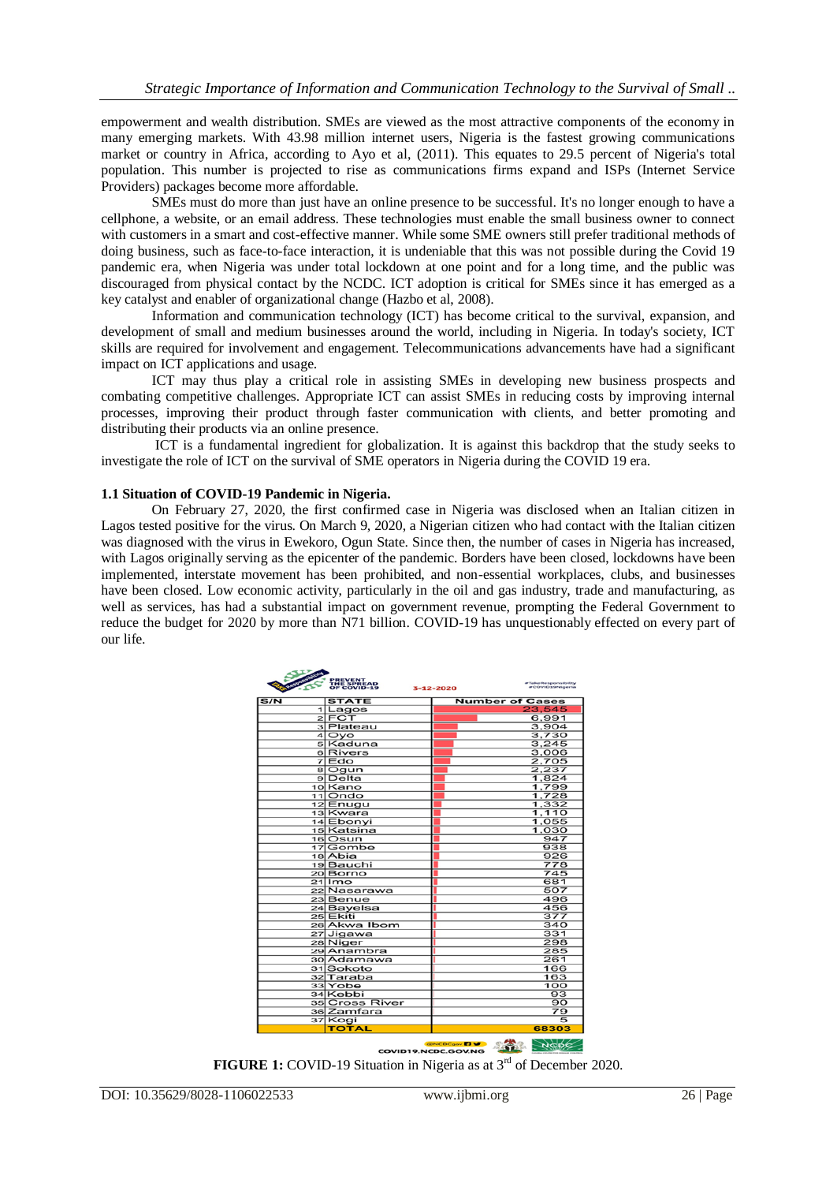empowerment and wealth distribution. SMEs are viewed as the most attractive components of the economy in many emerging markets. With 43.98 million internet users, Nigeria is the fastest growing communications market or country in Africa, according to Ayo et al, (2011). This equates to 29.5 percent of Nigeria's total population. This number is projected to rise as communications firms expand and ISPs (Internet Service Providers) packages become more affordable.

SMEs must do more than just have an online presence to be successful. It's no longer enough to have a cellphone, a website, or an email address. These technologies must enable the small business owner to connect with customers in a smart and cost-effective manner. While some SME owners still prefer traditional methods of doing business, such as face-to-face interaction, it is undeniable that this was not possible during the Covid 19 pandemic era, when Nigeria was under total lockdown at one point and for a long time, and the public was discouraged from physical contact by the NCDC. ICT adoption is critical for SMEs since it has emerged as a key catalyst and enabler of organizational change (Hazbo et al, 2008).

Information and communication technology (ICT) has become critical to the survival, expansion, and development of small and medium businesses around the world, including in Nigeria. In today's society, ICT skills are required for involvement and engagement. Telecommunications advancements have had a significant impact on ICT applications and usage.

ICT may thus play a critical role in assisting SMEs in developing new business prospects and combating competitive challenges. Appropriate ICT can assist SMEs in reducing costs by improving internal processes, improving their product through faster communication with clients, and better promoting and distributing their products via an online presence.

ICT is a fundamental ingredient for globalization. It is against this backdrop that the study seeks to investigate the role of ICT on the survival of SME operators in Nigeria during the COVID 19 era.

**1.1 Situation of COVID-19 Pandemic in Nigeria.**

On February 27, 2020, the first confirmed case in Nigeria was disclosed when an Italian citizen in Lagos tested positive for the virus. On March 9, 2020, a Nigerian citizen who had contact with the Italian citizen was diagnosed with the virus in Ewekoro, Ogun State. Since then, the number of cases in Nigeria has increased, with Lagos originally serving as the epicenter of the pandemic. Borders have been closed, lockdowns have been implemented, interstate movement has been prohibited, and non-essential workplaces, clubs, and businesses have been closed. Low economic activity, particularly in the oil and gas industry, trade and manufacturing, as well as services, has had a substantial impact on government revenue, prompting the Federal Government to reduce the budget for 2020 by more than N71 billion. COVID-19 has unquestionably effected on every part of our life.

PREVENT THE SPREAD OF COVID-19 — 3-12-2020 — #TakeResponsibility #COVID19Nigeria

| S/N | STATE | Number of Cases |
|---|---|---|
| 1 | Lagos | 23,545 |
| 2 | FCT | 6,991 |
| 3 | Plateau | 3,904 |
| 4 | Oyo | 3,730 |
| 5 | Kaduna | 3,245 |
| 6 | Rivers | 3,006 |
| 7 | Edo | 2,705 |
| 8 | Ogun | 2,237 |
| 9 | Delta | 1,824 |
| 10 | Kano | 1,799 |
| 11 | Ondo | 1,728 |
| 12 | Enugu | 1,332 |
| 13 | Kwara | 1,110 |
| 14 | Ebonyi | 1,055 |
| 15 | Katsina | 1,030 |
| 16 | Osun | 947 |
| 17 | Gombe | 938 |
| 18 | Abia | 926 |
| 19 | Bauchi | 778 |
| 20 | Borno | 745 |
| 21 | Imo | 681 |
| 22 | Nasarawa | 507 |
| 23 | Benue | 496 |
| 24 | Bayelsa | 456 |
| 25 | Ekiti | 377 |
| 26 | Akwa Ibom | 340 |
| 27 | Jigawa | 331 |
| 28 | Niger | 298 |
| 29 | Anambra | 285 |
| 30 | Adamawa | 261 |
| 31 | Sokoto | 166 |
| 32 | Taraba | 163 |
| 33 | Yobe | 100 |
| 34 | Kebbi | 93 |
| 35 | Cross River | 90 |
| 36 | Zamfara | 79 |
| 37 | Kogi | 5 |
| | TOTAL | 68303 |

@NCDCgov COVID19.NCDC.GOV.NG

**FIGURE 1:** COVID-19 Situation in Nigeria as at 3rd of December 2020.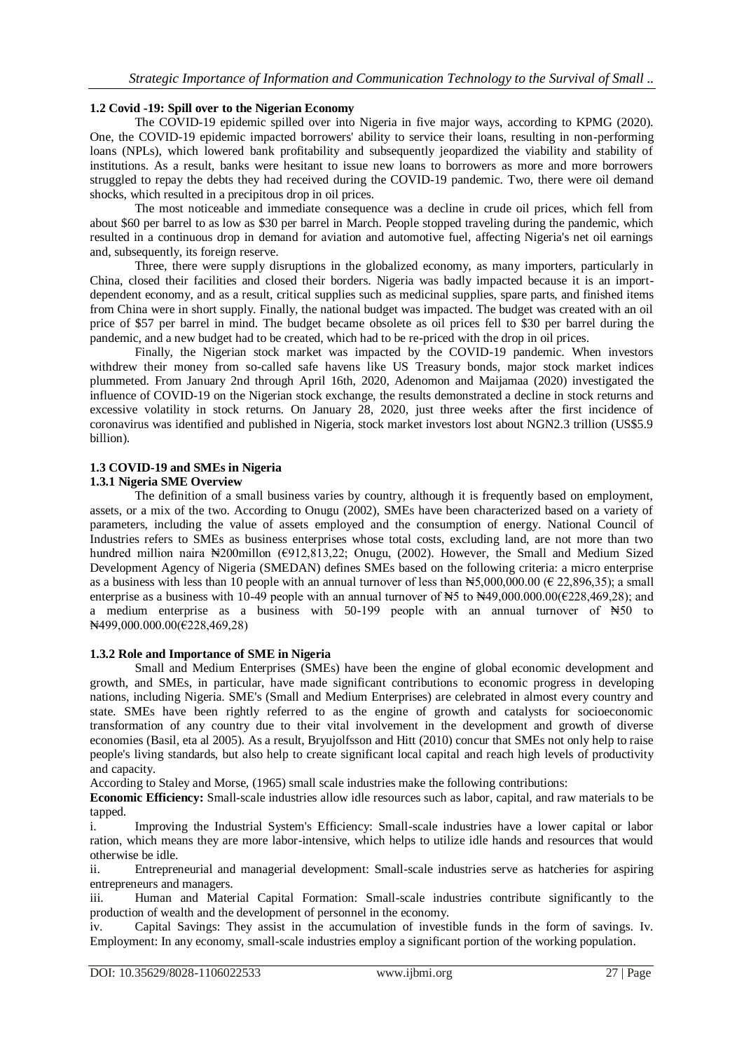### 1.2 Covid -19: Spill over to the Nigerian Economy

The COVID-19 epidemic spilled over into Nigeria in five major ways, according to KPMG (2020). One, the COVID-19 epidemic impacted borrowers' ability to service their loans, resulting in non-performing loans (NPLs), which lowered bank profitability and subsequently jeopardized the viability and stability of institutions. As a result, banks were hesitant to issue new loans to borrowers as more and more borrowers struggled to repay the debts they had received during the COVID-19 pandemic. Two, there were oil demand shocks, which resulted in a precipitous drop in oil prices.

The most noticeable and immediate consequence was a decline in crude oil prices, which fell from about \$60 per barrel to as low as \$30 per barrel in March. People stopped traveling during the pandemic, which resulted in a continuous drop in demand for aviation and automotive fuel, affecting Nigeria's net oil earnings and, subsequently, its foreign reserve.

Three, there were supply disruptions in the globalized economy, as many importers, particularly in China, closed their facilities and closed their borders. Nigeria was badly impacted because it is an import-dependent economy, and as a result, critical supplies such as medicinal supplies, spare parts, and finished items from China were in short supply. Finally, the national budget was impacted. The budget was created with an oil price of \$57 per barrel in mind. The budget became obsolete as oil prices fell to \$30 per barrel during the pandemic, and a new budget had to be created, which had to be re-priced with the drop in oil prices.

Finally, the Nigerian stock market was impacted by the COVID-19 pandemic. When investors withdrew their money from so-called safe havens like US Treasury bonds, major stock market indices plummeted. From January 2nd through April 16th, 2020, Adenomon and Maijamaa (2020) investigated the influence of COVID-19 on the Nigerian stock exchange, the results demonstrated a decline in stock returns and excessive volatility in stock returns. On January 28, 2020, just three weeks after the first incidence of coronavirus was identified and published in Nigeria, stock market investors lost about NGN2.3 trillion (US\$5.9 billion).

### 1.3 COVID-19 and SMEs in Nigeria

#### 1.3.1 Nigeria SME Overview

The definition of a small business varies by country, although it is frequently based on employment, assets, or a mix of the two. According to Onugu (2002), SMEs have been characterized based on a variety of parameters, including the value of assets employed and the consumption of energy. National Council of Industries refers to SMEs as business enterprises whose total costs, excluding land, are not more than two hundred million naira ₦200millon (€912,813,22; Onugu, (2002). However, the Small and Medium Sized Development Agency of Nigeria (SMEDAN) defines SMEs based on the following criteria: a micro enterprise as a business with less than 10 people with an annual turnover of less than ₦5,000,000.00 (€ 22,896,35); a small enterprise as a business with 10-49 people with an annual turnover of ₦5 to ₦49,000.000.00(€228,469,28); and a medium enterprise as a business with 50-199 people with an annual turnover of ₦50 to ₦499,000.000.00(€228,469,28)

#### 1.3.2 Role and Importance of SME in Nigeria

Small and Medium Enterprises (SMEs) have been the engine of global economic development and growth, and SMEs, in particular, have made significant contributions to economic progress in developing nations, including Nigeria. SME's (Small and Medium Enterprises) are celebrated in almost every country and state. SMEs have been rightly referred to as the engine of growth and catalysts for socioeconomic transformation of any country due to their vital involvement in the development and growth of diverse economies (Basil, eta al 2005). As a result, Bryujolfsson and Hitt (2010) concur that SMEs not only help to raise people's living standards, but also help to create significant local capital and reach high levels of productivity and capacity.

According to Staley and Morse, (1965) small scale industries make the following contributions:

**Economic Efficiency:** Small-scale industries allow idle resources such as labor, capital, and raw materials to be tapped.

i. Improving the Industrial System's Efficiency: Small-scale industries have a lower capital or labor ration, which means they are more labor-intensive, which helps to utilize idle hands and resources that would otherwise be idle.

ii. Entrepreneurial and managerial development: Small-scale industries serve as hatcheries for aspiring entrepreneurs and managers.

iii. Human and Material Capital Formation: Small-scale industries contribute significantly to the production of wealth and the development of personnel in the economy.

iv. Capital Savings: They assist in the accumulation of investible funds in the form of savings. Iv. Employment: In any economy, small-scale industries employ a significant portion of the working population.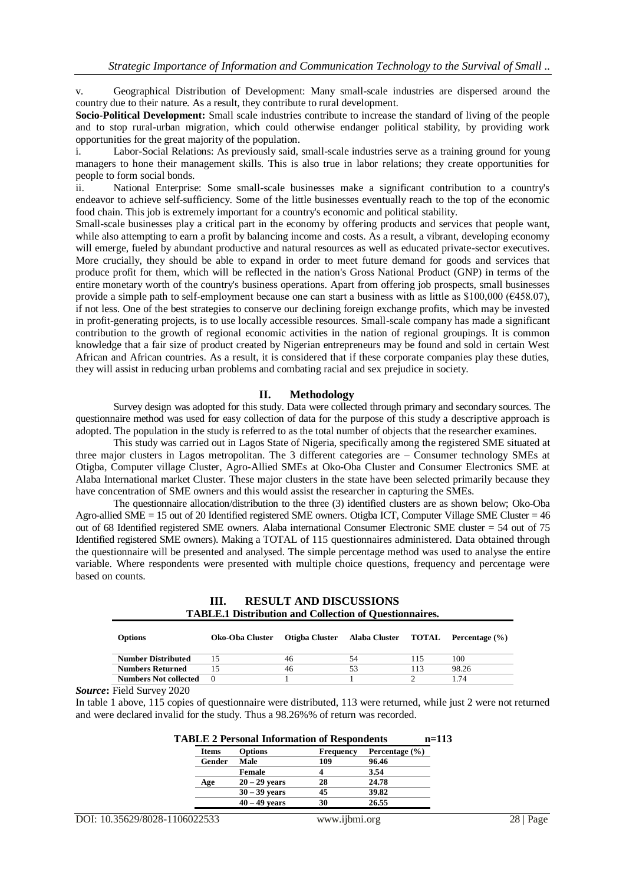v. Geographical Distribution of Development: Many small-scale industries are dispersed around the country due to their nature. As a result, they contribute to rural development.

**Socio-Political Development:** Small scale industries contribute to increase the standard of living of the people and to stop rural-urban migration, which could otherwise endanger political stability, by providing work opportunities for the great majority of the population.

i. Labor-Social Relations: As previously said, small-scale industries serve as a training ground for young managers to hone their management skills. This is also true in labor relations; they create opportunities for people to form social bonds.

ii. National Enterprise: Some small-scale businesses make a significant contribution to a country's endeavor to achieve self-sufficiency. Some of the little businesses eventually reach to the top of the economic food chain. This job is extremely important for a country's economic and political stability.

Small-scale businesses play a critical part in the economy by offering products and services that people want, while also attempting to earn a profit by balancing income and costs. As a result, a vibrant, developing economy will emerge, fueled by abundant productive and natural resources as well as educated private-sector executives. More crucially, they should be able to expand in order to meet future demand for goods and services that produce profit for them, which will be reflected in the nation's Gross National Product (GNP) in terms of the entire monetary worth of the country's business operations. Apart from offering job prospects, small businesses provide a simple path to self-employment because one can start a business with as little as \$100,000 (€458.07), if not less. One of the best strategies to conserve our declining foreign exchange profits, which may be invested in profit-generating projects, is to use locally accessible resources. Small-scale company has made a significant contribution to the growth of regional economic activities in the nation of regional groupings. It is common knowledge that a fair size of product created by Nigerian entrepreneurs may be found and sold in certain West African and African countries. As a result, it is considered that if these corporate companies play these duties, they will assist in reducing urban problems and combating racial and sex prejudice in society.

## II. Methodology

Survey design was adopted for this study. Data were collected through primary and secondary sources. The questionnaire method was used for easy collection of data for the purpose of this study a descriptive approach is adopted. The population in the study is referred to as the total number of objects that the researcher examines.

This study was carried out in Lagos State of Nigeria, specifically among the registered SME situated at three major clusters in Lagos metropolitan. The 3 different categories are – Consumer technology SMEs at Otigba, Computer village Cluster, Agro-Allied SMEs at Oko-Oba Cluster and Consumer Electronics SME at Alaba International market Cluster. These major clusters in the state have been selected primarily because they have concentration of SME owners and this would assist the researcher in capturing the SMEs.

The questionnaire allocation/distribution to the three (3) identified clusters are as shown below; Oko-Oba Agro-allied SME = 15 out of 20 Identified registered SME owners. Otigba ICT, Computer Village SME Cluster = 46 out of 68 Identified registered SME owners. Alaba international Consumer Electronic SME cluster = 54 out of 75 Identified registered SME owners). Making a TOTAL of 115 questionnaires administered. Data obtained through the questionnaire will be presented and analysed. The simple percentage method was used to analyse the entire variable. Where respondents were presented with multiple choice questions, frequency and percentage were based on counts.

## III. RESULT AND DISCUSSIONS

**TABLE.1 Distribution and Collection of Questionnaires.**

| Options | Oko-Oba Cluster | Otigba Cluster | Alaba Cluster | TOTAL | Percentage (%) |
|---|---|---|---|---|---|
| Number Distributed | 15 | 46 | 54 | 115 | 100 |
| Numbers Returned | 15 | 46 | 53 | 113 | 98.26 |
| Numbers Not collected | 0 | 1 | 1 | 2 | 1.74 |

***Source*:** Field Survey 2020

In table 1 above, 115 copies of questionnaire were distributed, 113 were returned, while just 2 were not returned and were declared invalid for the study. Thus a 98.26%% of return was recorded.

**TABLE 2 Personal Information of Respondents n=113**

| Items | Options | Frequency | Percentage (%) |
|---|---|---|---|
| Gender | Male | 109 | 96.46 |
| | Female | 4 | 3.54 |
| Age | 20 – 29 years | 28 | 24.78 |
| | 30 – 39 years | 45 | 39.82 |
| | 40 – 49 years | 30 | 26.55 |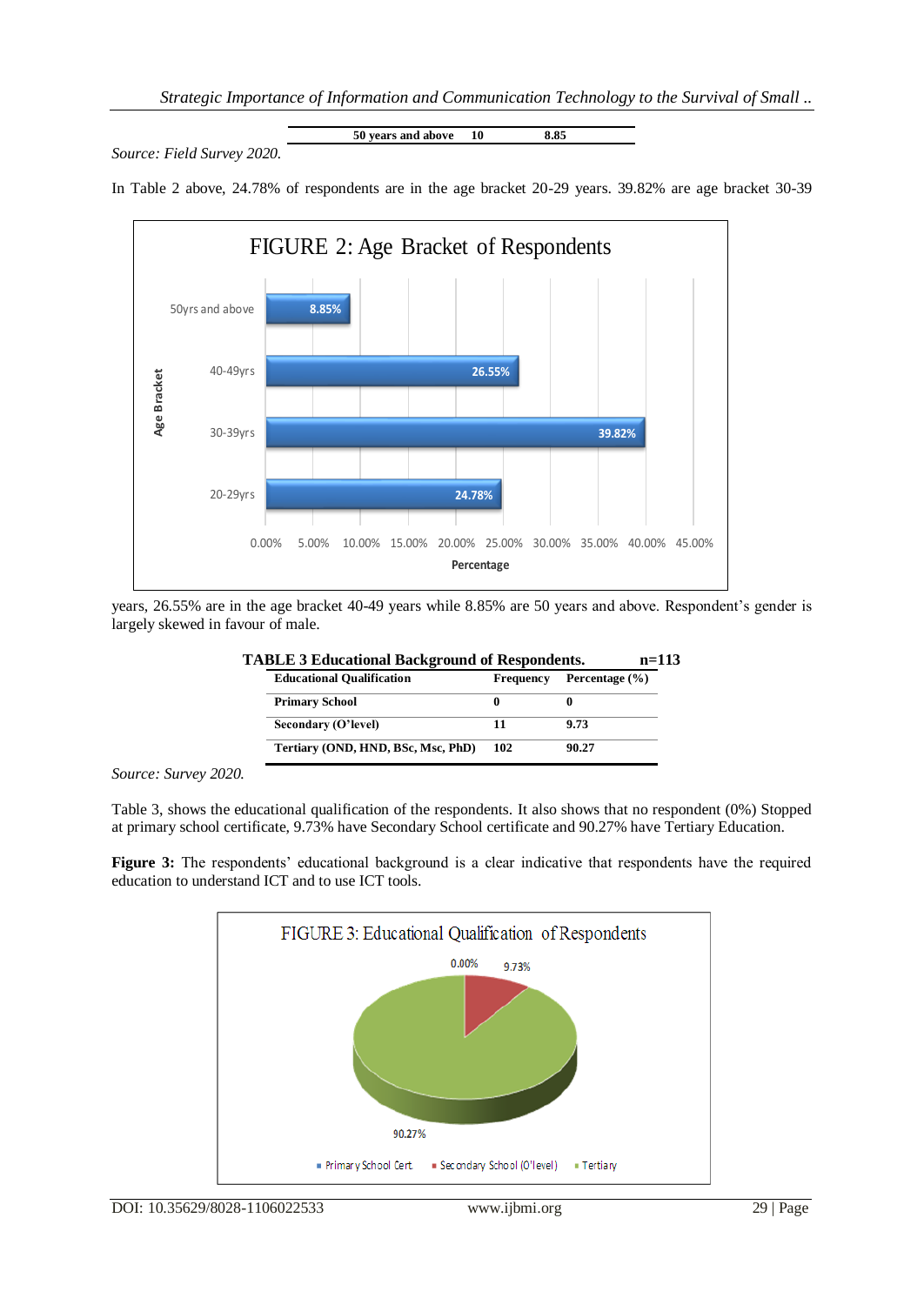| 50 years and above | 10 | 8.85 |
|---|---|---|

*Source: Field Survey 2020.*

In Table 2 above, 24.78% of respondents are in the age bracket 20-29 years. 39.82% are age bracket 30-39 years, 26.55% are in the age bracket 40-49 years while 8.85% are 50 years and above. Respondent's gender is largely skewed in favour of male.

**TABLE 3 Educational Background of Respondents. n=113**

| Educational Qualification | Frequency | Percentage (%) |
|---|---|---|
| Primary School | 0 | 0 |
| Secondary (O'level) | 11 | 9.73 |
| Tertiary (OND, HND, BSc, Msc, PhD) | 102 | 90.27 |

*Source: Survey 2020.*

Table 3, shows the educational qualification of the respondents. It also shows that no respondent (0%) Stopped at primary school certificate, 9.73% have Secondary School certificate and 90.27% have Tertiary Education.

**Figure 3:** The respondents' educational background is a clear indicative that respondents have the required education to understand ICT and to use ICT tools.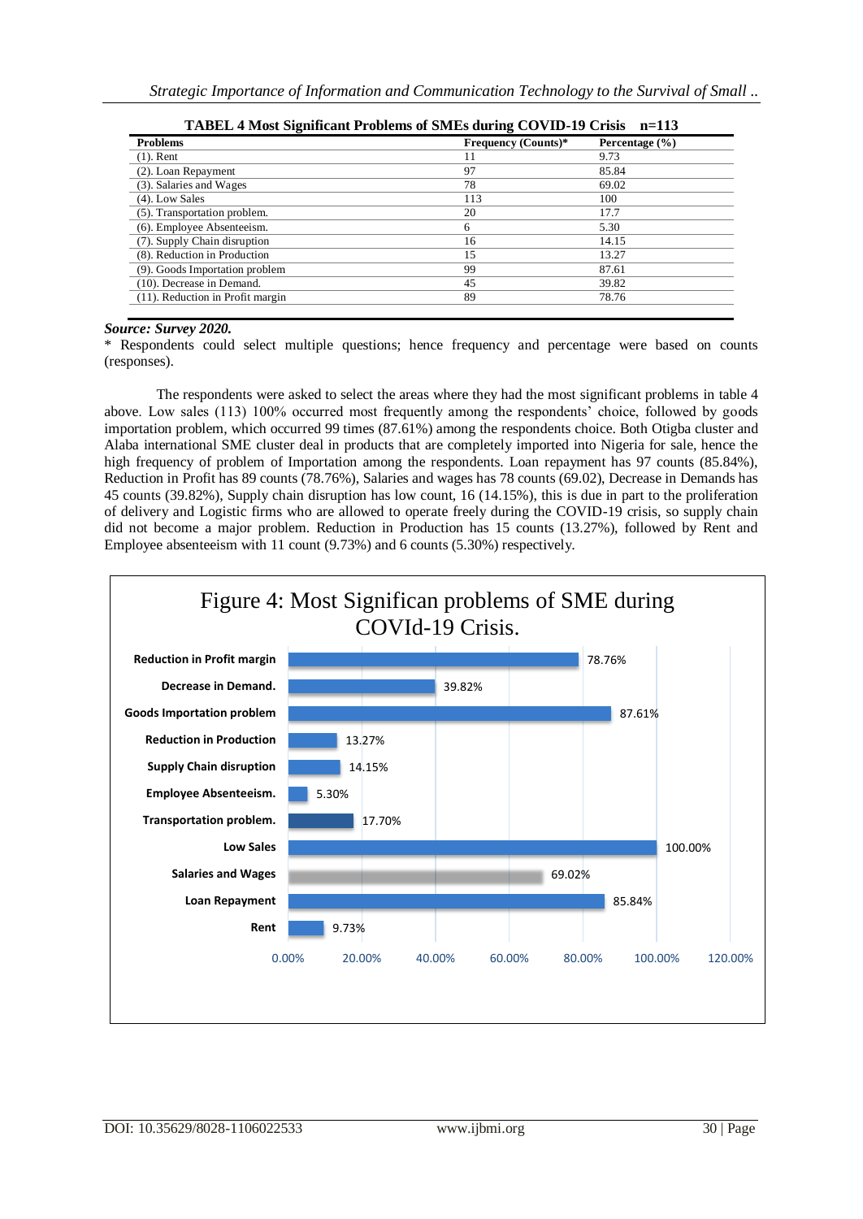**TABEL 4 Most Significant Problems of SMEs during COVID-19 Crisis n=113**

| Problems | Frequency (Counts)* | Percentage (%) |
|---|---|---|
| (1). Rent | 11 | 9.73 |
| (2). Loan Repayment | 97 | 85.84 |
| (3). Salaries and Wages | 78 | 69.02 |
| (4). Low Sales | 113 | 100 |
| (5). Transportation problem. | 20 | 17.7 |
| (6). Employee Absenteeism. | 6 | 5.30 |
| (7). Supply Chain disruption | 16 | 14.15 |
| (8). Reduction in Production | 15 | 13.27 |
| (9). Goods Importation problem | 99 | 87.61 |
| (10). Decrease in Demand. | 45 | 39.82 |
| (11). Reduction in Profit margin | 89 | 78.76 |

***Source: Survey 2020.***

* Respondents could select multiple questions; hence frequency and percentage were based on counts (responses).

The respondents were asked to select the areas where they had the most significant problems in table 4 above. Low sales (113) 100% occurred most frequently among the respondents' choice, followed by goods importation problem, which occurred 99 times (87.61%) among the respondents choice. Both Otigba cluster and Alaba international SME cluster deal in products that are completely imported into Nigeria for sale, hence the high frequency of problem of Importation among the respondents. Loan repayment has 97 counts (85.84%), Reduction in Profit has 89 counts (78.76%), Salaries and wages has 78 counts (69.02), Decrease in Demands has 45 counts (39.82%), Supply chain disruption has low count, 16 (14.15%), this is due in part to the proliferation of delivery and Logistic firms who are allowed to operate freely during the COVID-19 crisis, so supply chain did not become a major problem. Reduction in Production has 15 counts (13.27%), followed by Rent and Employee absenteeism with 11 count (9.73%) and 6 counts (5.30%) respectively.

Figure 4: Most Significan problems of SME during COVId-19 Crisis.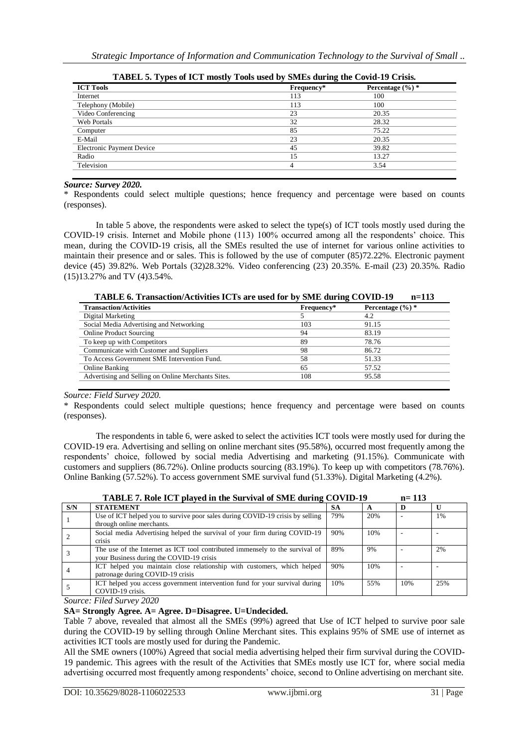**TABEL 5. Types of ICT mostly Tools used by SMEs during the Covid-19 Crisis.**

| ICT Tools | Frequency* | Percentage (%) * |
|---|---|---|
| Internet | 113 | 100 |
| Telephony (Mobile) | 113 | 100 |
| Video Conferencing | 23 | 20.35 |
| Web Portals | 32 | 28.32 |
| Computer | 85 | 75.22 |
| E-Mail | 23 | 20.35 |
| Electronic Payment Device | 45 | 39.82 |
| Radio | 15 | 13.27 |
| Television | 4 | 3.54 |

***Source: Survey 2020.***

\* Respondents could select multiple questions; hence frequency and percentage were based on counts (responses).

In table 5 above, the respondents were asked to select the type(s) of ICT tools mostly used during the COVID-19 crisis. Internet and Mobile phone (113) 100% occurred among all the respondents' choice. This mean, during the COVID-19 crisis, all the SMEs resulted the use of internet for various online activities to maintain their presence and or sales. This is followed by the use of computer (85)72.22%. Electronic payment device (45) 39.82%. Web Portals (32)28.32%. Video conferencing (23) 20.35%. E-mail (23) 20.35%. Radio (15)13.27% and TV (4)3.54%.

**TABLE 6. Transaction/Activities ICTs are used for by SME during COVID-19 n=113**

| Transaction/Activities | Frequency* | Percentage (%) * |
|---|---|---|
| Digital Marketing | 5 | 4.2 |
| Social Media Advertising and Networking | 103 | 91.15 |
| Online Product Sourcing | 94 | 83.19 |
| To keep up with Competitors | 89 | 78.76 |
| Communicate with Customer and Suppliers | 98 | 86.72 |
| To Access Government SME Intervention Fund. | 58 | 51.33 |
| Online Banking | 65 | 57.52 |
| Advertising and Selling on Online Merchants Sites. | 108 | 95.58 |

*Source: Field Survey 2020.*

\* Respondents could select multiple questions; hence frequency and percentage were based on counts (responses).

The respondents in table 6, were asked to select the activities ICT tools were mostly used for during the COVID-19 era. Advertising and selling on online merchant sites (95.58%), occurred most frequently among the respondents' choice, followed by social media Advertising and marketing (91.15%). Communicate with customers and suppliers (86.72%). Online products sourcing (83.19%). To keep up with competitors (78.76%). Online Banking (57.52%). To access government SME survival fund (51.33%). Digital Marketing (4.2%).

**TABLE 7. Role ICT played in the Survival of SME during COVID-19 n= 113**

| S/N | STATEMENT | SA | A | D | U |
|---|---|---|---|---|---|
| 1 | Use of ICT helped you to survive poor sales during COVID-19 crisis by selling through online merchants. | 79% | 20% | - | 1% |
| 2 | Social media Advertising helped the survival of your firm during COVID-19 crisis | 90% | 10% | - | - |
| 3 | The use of the Internet as ICT tool contributed immensely to the survival of your Business during the COVID-19 crisis | 89% | 9% | - | 2% |
| 4 | ICT helped you maintain close relationship with customers, which helped patronage during COVID-19 crisis | 90% | 10% | - | - |
| 5 | ICT helped you access government intervention fund for your survival during COVID-19 crisis. | 10% | 55% | 10% | 25% |

*Source: Filed Survey 2020*

**SA= Strongly Agree. A= Agree. D=Disagree. U=Undecided.**

Table 7 above, revealed that almost all the SMEs (99%) agreed that Use of ICT helped to survive poor sale during the COVID-19 by selling through Online Merchant sites. This explains 95% of SME use of internet as activities ICT tools are mostly used for during the Pandemic.

All the SME owners (100%) Agreed that social media advertising helped their firm survival during the COVID-19 pandemic. This agrees with the result of the Activities that SMEs mostly use ICT for, where social media advertising occurred most frequently among respondents' choice, second to Online advertising on merchant site.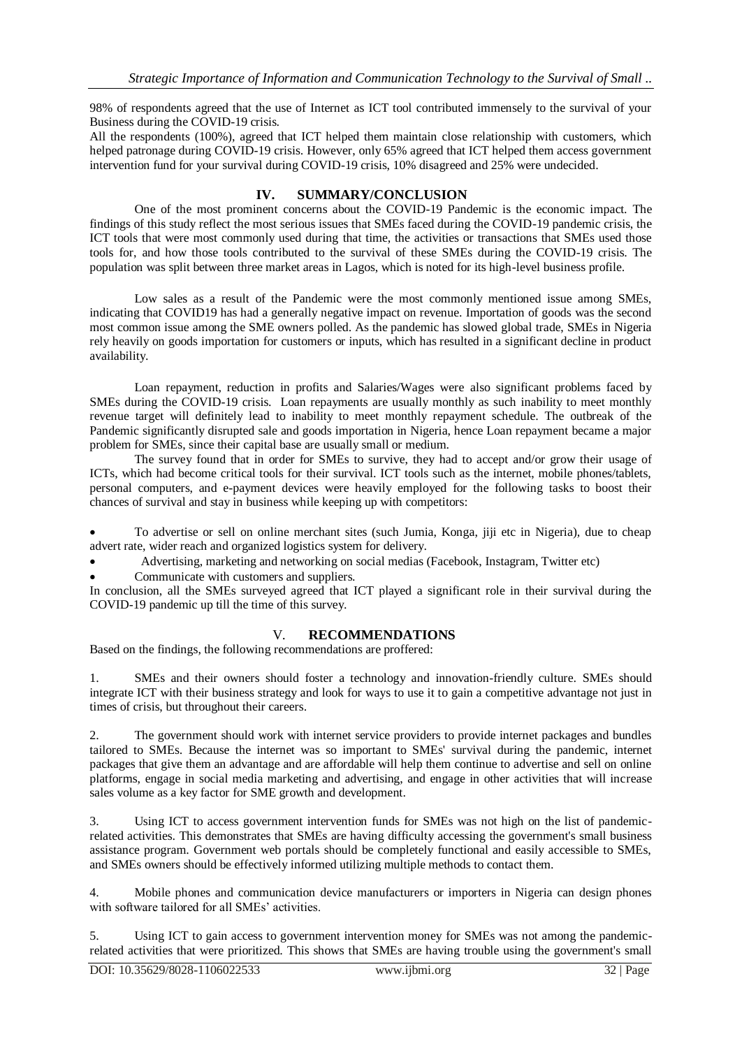98% of respondents agreed that the use of Internet as ICT tool contributed immensely to the survival of your Business during the COVID-19 crisis.

All the respondents (100%), agreed that ICT helped them maintain close relationship with customers, which helped patronage during COVID-19 crisis. However, only 65% agreed that ICT helped them access government intervention fund for your survival during COVID-19 crisis, 10% disagreed and 25% were undecided.

## IV. SUMMARY/CONCLUSION

One of the most prominent concerns about the COVID-19 Pandemic is the economic impact. The findings of this study reflect the most serious issues that SMEs faced during the COVID-19 pandemic crisis, the ICT tools that were most commonly used during that time, the activities or transactions that SMEs used those tools for, and how those tools contributed to the survival of these SMEs during the COVID-19 crisis. The population was split between three market areas in Lagos, which is noted for its high-level business profile.

Low sales as a result of the Pandemic were the most commonly mentioned issue among SMEs, indicating that COVID19 has had a generally negative impact on revenue. Importation of goods was the second most common issue among the SME owners polled. As the pandemic has slowed global trade, SMEs in Nigeria rely heavily on goods importation for customers or inputs, which has resulted in a significant decline in product availability.

Loan repayment, reduction in profits and Salaries/Wages were also significant problems faced by SMEs during the COVID-19 crisis. Loan repayments are usually monthly as such inability to meet monthly revenue target will definitely lead to inability to meet monthly repayment schedule. The outbreak of the Pandemic significantly disrupted sale and goods importation in Nigeria, hence Loan repayment became a major problem for SMEs, since their capital base are usually small or medium.

The survey found that in order for SMEs to survive, they had to accept and/or grow their usage of ICTs, which had become critical tools for their survival. ICT tools such as the internet, mobile phones/tablets, personal computers, and e-payment devices were heavily employed for the following tasks to boost their chances of survival and stay in business while keeping up with competitors:

- To advertise or sell on online merchant sites (such Jumia, Konga, jiji etc in Nigeria), due to cheap advert rate, wider reach and organized logistics system for delivery.
- Advertising, marketing and networking on social medias (Facebook, Instagram, Twitter etc)
- Communicate with customers and suppliers.

In conclusion, all the SMEs surveyed agreed that ICT played a significant role in their survival during the COVID-19 pandemic up till the time of this survey.

## V. RECOMMENDATIONS

Based on the findings, the following recommendations are proffered:

1. SMEs and their owners should foster a technology and innovation-friendly culture. SMEs should integrate ICT with their business strategy and look for ways to use it to gain a competitive advantage not just in times of crisis, but throughout their careers.

2. The government should work with internet service providers to provide internet packages and bundles tailored to SMEs. Because the internet was so important to SMEs' survival during the pandemic, internet packages that give them an advantage and are affordable will help them continue to advertise and sell on online platforms, engage in social media marketing and advertising, and engage in other activities that will increase sales volume as a key factor for SME growth and development.

3. Using ICT to access government intervention funds for SMEs was not high on the list of pandemic-related activities. This demonstrates that SMEs are having difficulty accessing the government's small business assistance program. Government web portals should be completely functional and easily accessible to SMEs, and SMEs owners should be effectively informed utilizing multiple methods to contact them.

4. Mobile phones and communication device manufacturers or importers in Nigeria can design phones with software tailored for all SMEs' activities.

5. Using ICT to gain access to government intervention money for SMEs was not among the pandemic-related activities that were prioritized. This shows that SMEs are having trouble using the government's small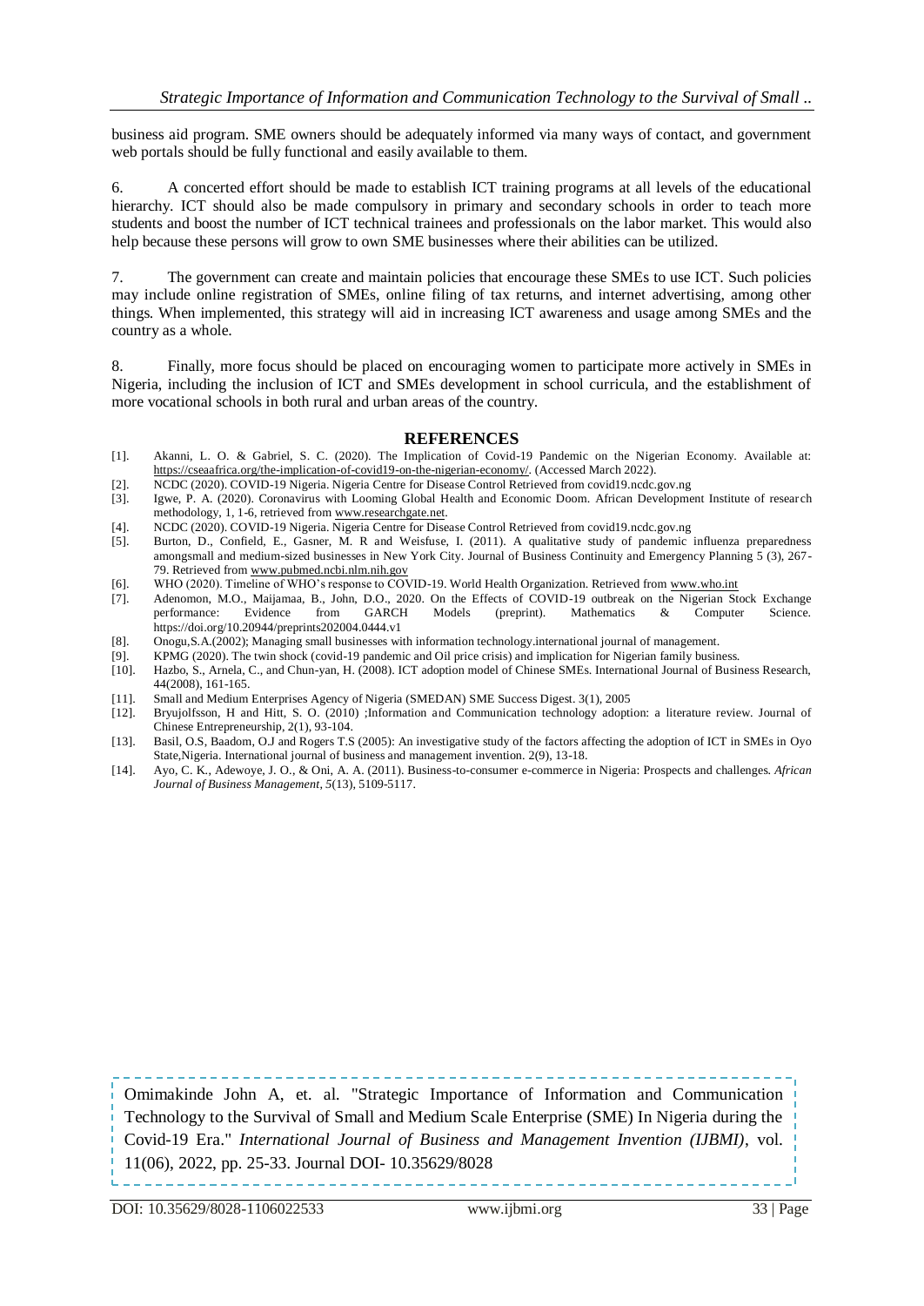business aid program. SME owners should be adequately informed via many ways of contact, and government web portals should be fully functional and easily available to them.

6. A concerted effort should be made to establish ICT training programs at all levels of the educational hierarchy. ICT should also be made compulsory in primary and secondary schools in order to teach more students and boost the number of ICT technical trainees and professionals on the labor market. This would also help because these persons will grow to own SME businesses where their abilities can be utilized.

7. The government can create and maintain policies that encourage these SMEs to use ICT. Such policies may include online registration of SMEs, online filing of tax returns, and internet advertising, among other things. When implemented, this strategy will aid in increasing ICT awareness and usage among SMEs and the country as a whole.

8. Finally, more focus should be placed on encouraging women to participate more actively in SMEs in Nigeria, including the inclusion of ICT and SMEs development in school curricula, and the establishment of more vocational schools in both rural and urban areas of the country.

## REFERENCES

[1]. Akanni, L. O. & Gabriel, S. C. (2020). The Implication of Covid-19 Pandemic on the Nigerian Economy. Available at: https://cseaafrica.org/the-implication-of-covid19-on-the-nigerian-economy/. (Accessed March 2022).

[2]. NCDC (2020). COVID-19 Nigeria. Nigeria Centre for Disease Control Retrieved from covid19.ncdc.gov.ng

[3]. Igwe, P. A. (2020). Coronavirus with Looming Global Health and Economic Doom. African Development Institute of research methodology, 1, 1-6, retrieved from www.researchgate.net.

[4]. NCDC (2020). COVID-19 Nigeria. Nigeria Centre for Disease Control Retrieved from covid19.ncdc.gov.ng

[5]. Burton, D., Confield, E., Gasner, M. R and Weisfuse, I. (2011). A qualitative study of pandemic influenza preparedness amongsmall and medium-sized businesses in New York City. Journal of Business Continuity and Emergency Planning 5 (3), 267-79. Retrieved from www.pubmed.ncbi.nlm.nih.gov

[6]. WHO (2020). Timeline of WHO's response to COVID-19. World Health Organization. Retrieved from www.who.int

[7]. Adenomon, M.O., Maijamaa, B., John, D.O., 2020. On the Effects of COVID-19 outbreak on the Nigerian Stock Exchange performance: Evidence from GARCH Models (preprint). Mathematics & Computer Science. https://doi.org/10.20944/preprints202004.0444.v1

[8]. Onogu,S.A.(2002); Managing small businesses with information technology.international journal of management.

[9]. KPMG (2020). The twin shock (covid-19 pandemic and Oil price crisis) and implication for Nigerian family business.

[10]. Hazbo, S., Arnela, C., and Chun-yan, H. (2008). ICT adoption model of Chinese SMEs. International Journal of Business Research, 44(2008), 161-165.

[11]. Small and Medium Enterprises Agency of Nigeria (SMEDAN) SME Success Digest. 3(1), 2005

[12]. Bryujolfsson, H and Hitt, S. O. (2010) ;Information and Communication technology adoption: a literature review. Journal of Chinese Entrepreneurship, 2(1), 93-104.

[13]. Basil, O.S, Baadom, O.J and Rogers T.S (2005): An investigative study of the factors affecting the adoption of ICT in SMEs in Oyo State,Nigeria. International journal of business and management invention. 2(9), 13-18.

[14]. Ayo, C. K., Adewoye, J. O., & Oni, A. A. (2011). Business-to-consumer e-commerce in Nigeria: Prospects and challenges. *African Journal of Business Management*, *5*(13), 5109-5117.

Omimakinde John A, et. al. "Strategic Importance of Information and Communication Technology to the Survival of Small and Medium Scale Enterprise (SME) In Nigeria during the Covid-19 Era." *International Journal of Business and Management Invention (IJBMI)*, vol. 11(06), 2022, pp. 25-33. Journal DOI- 10.35629/8028